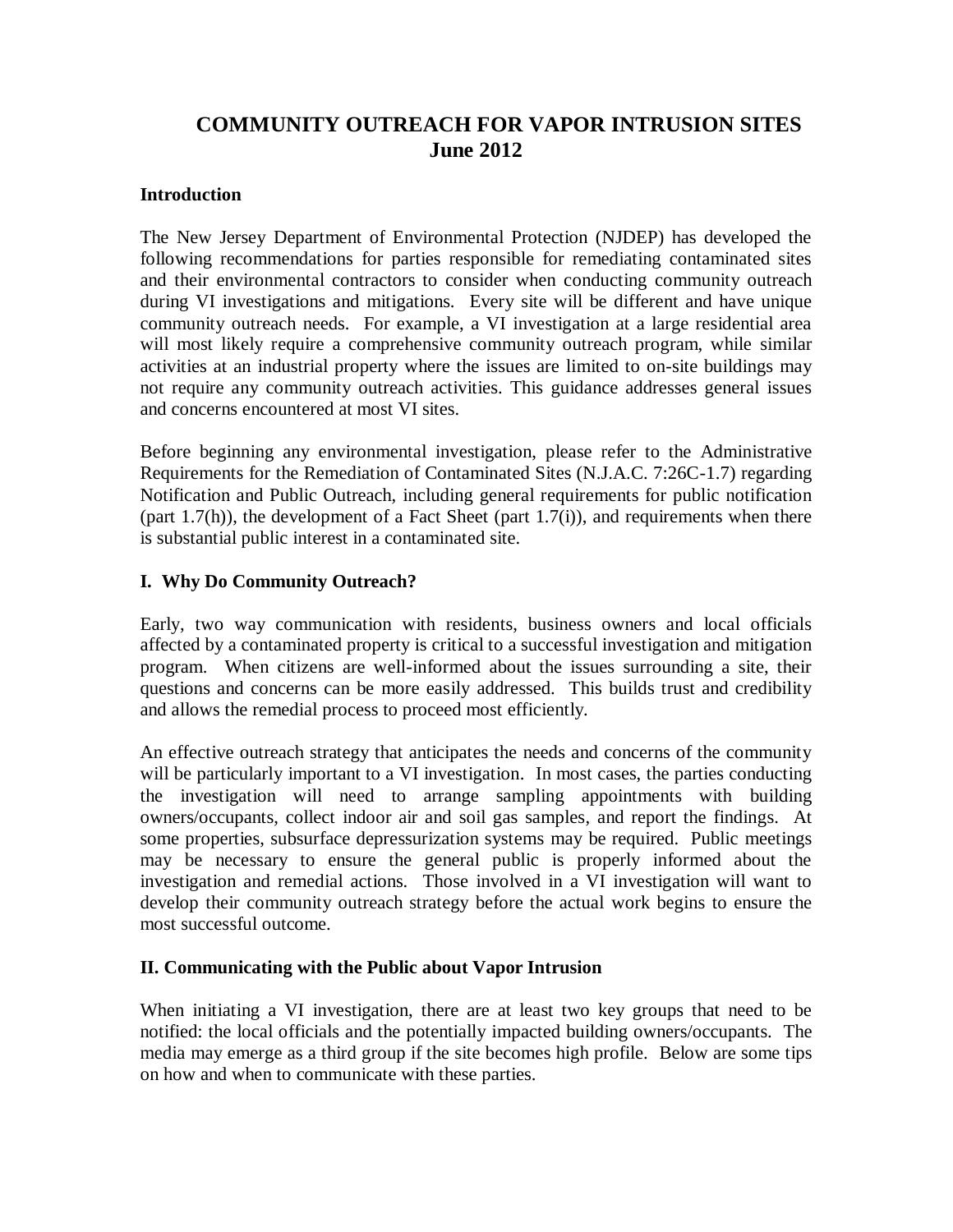# COMMUNITY OUTREACH FOR VAPOR INTRUSION SITES
# June 2012

## Introduction

The New Jersey Department of Environmental Protection (NJDEP) has developed the following recommendations for parties responsible for remediating contaminated sites and their environmental contractors to consider when conducting community outreach during VI investigations and mitigations. Every site will be different and have unique community outreach needs. For example, a VI investigation at a large residential area will most likely require a comprehensive community outreach program, while similar activities at an industrial property where the issues are limited to on-site buildings may not require any community outreach activities. This guidance addresses general issues and concerns encountered at most VI sites.

Before beginning any environmental investigation, please refer to the Administrative Requirements for the Remediation of Contaminated Sites (N.J.A.C. 7:26C-1.7) regarding Notification and Public Outreach, including general requirements for public notification (part 1.7(h)), the development of a Fact Sheet (part 1.7(i)), and requirements when there is substantial public interest in a contaminated site.

## I. Why Do Community Outreach?

Early, two way communication with residents, business owners and local officials affected by a contaminated property is critical to a successful investigation and mitigation program. When citizens are well-informed about the issues surrounding a site, their questions and concerns can be more easily addressed. This builds trust and credibility and allows the remedial process to proceed most efficiently.

An effective outreach strategy that anticipates the needs and concerns of the community will be particularly important to a VI investigation. In most cases, the parties conducting the investigation will need to arrange sampling appointments with building owners/occupants, collect indoor air and soil gas samples, and report the findings. At some properties, subsurface depressurization systems may be required. Public meetings may be necessary to ensure the general public is properly informed about the investigation and remedial actions. Those involved in a VI investigation will want to develop their community outreach strategy before the actual work begins to ensure the most successful outcome.

## II. Communicating with the Public about Vapor Intrusion

When initiating a VI investigation, there are at least two key groups that need to be notified: the local officials and the potentially impacted building owners/occupants. The media may emerge as a third group if the site becomes high profile. Below are some tips on how and when to communicate with these parties.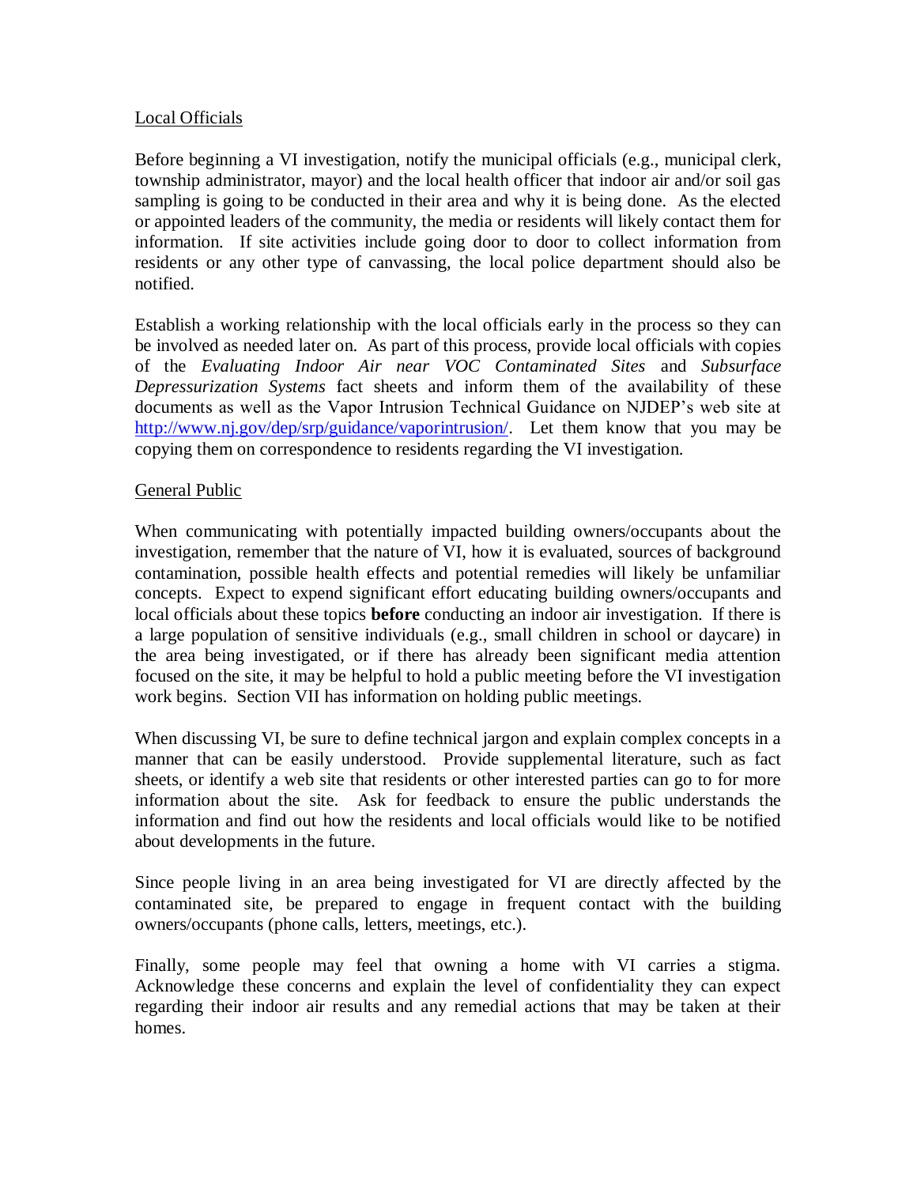## Local Officials

Before beginning a VI investigation, notify the municipal officials (e.g., municipal clerk, township administrator, mayor) and the local health officer that indoor air and/or soil gas sampling is going to be conducted in their area and why it is being done. As the elected or appointed leaders of the community, the media or residents will likely contact them for information. If site activities include going door to door to collect information from residents or any other type of canvassing, the local police department should also be notified.

Establish a working relationship with the local officials early in the process so they can be involved as needed later on. As part of this process, provide local officials with copies of the *Evaluating Indoor Air near VOC Contaminated Sites* and *Subsurface Depressurization Systems* fact sheets and inform them of the availability of these documents as well as the Vapor Intrusion Technical Guidance on NJDEP's web site at [http://www.nj.gov/dep/srp/guidance/vaporintrusion/](http://www.nj.gov/dep/srp/guidance/vaporintrusion/). Let them know that you may be copying them on correspondence to residents regarding the VI investigation.

## General Public

When communicating with potentially impacted building owners/occupants about the investigation, remember that the nature of VI, how it is evaluated, sources of background contamination, possible health effects and potential remedies will likely be unfamiliar concepts. Expect to expend significant effort educating building owners/occupants and local officials about these topics **before** conducting an indoor air investigation. If there is a large population of sensitive individuals (e.g., small children in school or daycare) in the area being investigated, or if there has already been significant media attention focused on the site, it may be helpful to hold a public meeting before the VI investigation work begins. Section VII has information on holding public meetings.

When discussing VI, be sure to define technical jargon and explain complex concepts in a manner that can be easily understood. Provide supplemental literature, such as fact sheets, or identify a web site that residents or other interested parties can go to for more information about the site. Ask for feedback to ensure the public understands the information and find out how the residents and local officials would like to be notified about developments in the future.

Since people living in an area being investigated for VI are directly affected by the contaminated site, be prepared to engage in frequent contact with the building owners/occupants (phone calls, letters, meetings, etc.).

Finally, some people may feel that owning a home with VI carries a stigma. Acknowledge these concerns and explain the level of confidentiality they can expect regarding their indoor air results and any remedial actions that may be taken at their homes.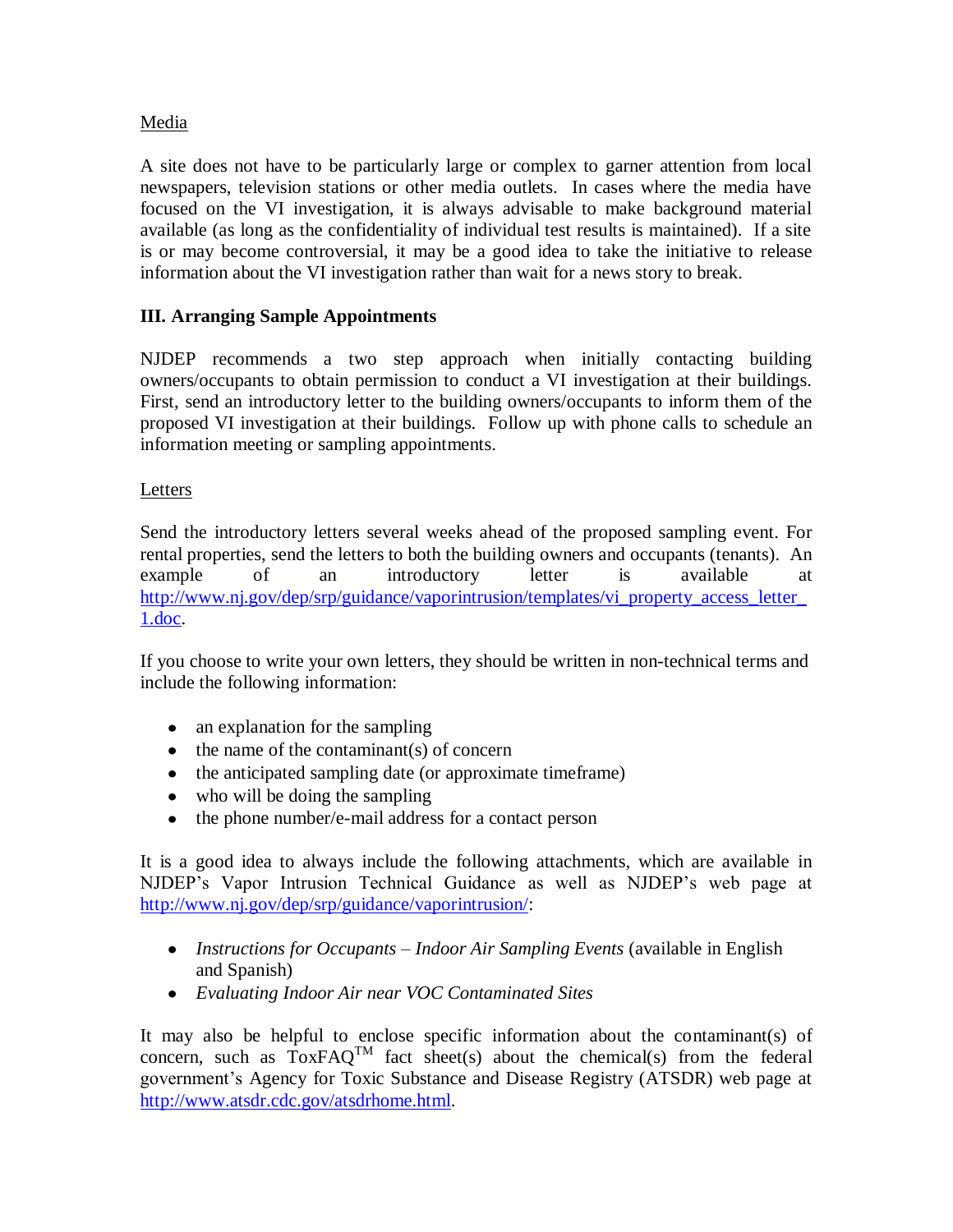Media

A site does not have to be particularly large or complex to garner attention from local newspapers, television stations or other media outlets. In cases where the media have focused on the VI investigation, it is always advisable to make background material available (as long as the confidentiality of individual test results is maintained). If a site is or may become controversial, it may be a good idea to take the initiative to release information about the VI investigation rather than wait for a news story to break.

## III. Arranging Sample Appointments

NJDEP recommends a two step approach when initially contacting building owners/occupants to obtain permission to conduct a VI investigation at their buildings. First, send an introductory letter to the building owners/occupants to inform them of the proposed VI investigation at their buildings. Follow up with phone calls to schedule an information meeting or sampling appointments.

Letters

Send the introductory letters several weeks ahead of the proposed sampling event. For rental properties, send the letters to both the building owners and occupants (tenants). An example of an introductory letter is available at http://www.nj.gov/dep/srp/guidance/vaporintrusion/templates/vi_property_access_letter_1.doc.

If you choose to write your own letters, they should be written in non-technical terms and include the following information:

- an explanation for the sampling
- the name of the contaminant(s) of concern
- the anticipated sampling date (or approximate timeframe)
- who will be doing the sampling
- the phone number/e-mail address for a contact person

It is a good idea to always include the following attachments, which are available in NJDEP's Vapor Intrusion Technical Guidance as well as NJDEP's web page at http://www.nj.gov/dep/srp/guidance/vaporintrusion/:

- *Instructions for Occupants – Indoor Air Sampling Events* (available in English and Spanish)
- *Evaluating Indoor Air near VOC Contaminated Sites*

It may also be helpful to enclose specific information about the contaminant(s) of concern, such as ToxFAQ™ fact sheet(s) about the chemical(s) from the federal government's Agency for Toxic Substance and Disease Registry (ATSDR) web page at http://www.atsdr.cdc.gov/atsdrhome.html.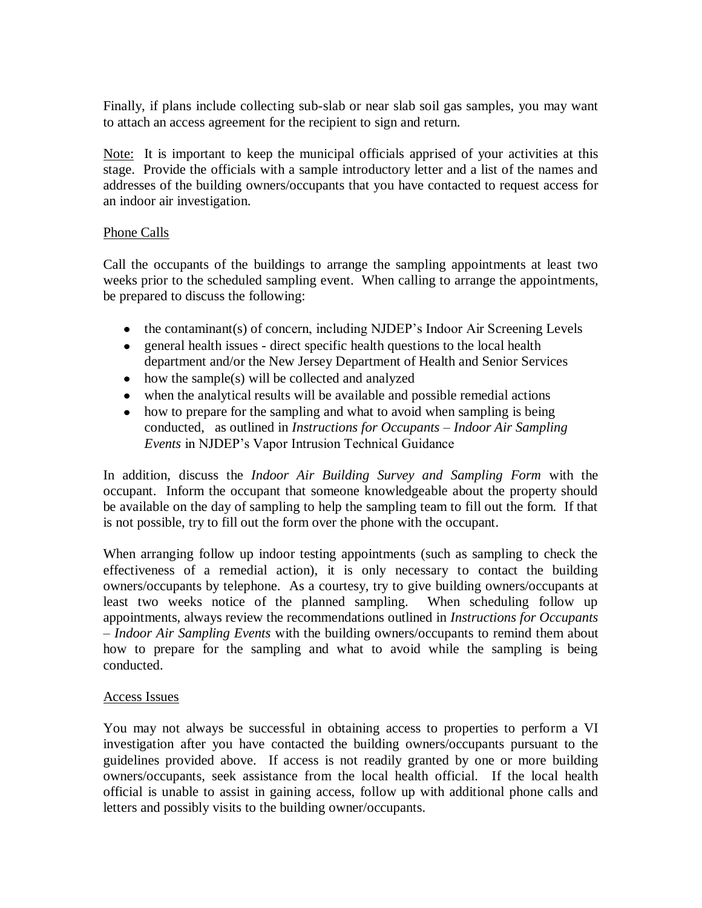Finally, if plans include collecting sub-slab or near slab soil gas samples, you may want to attach an access agreement for the recipient to sign and return.

<u>Note:</u> It is important to keep the municipal officials apprised of your activities at this stage. Provide the officials with a sample introductory letter and a list of the names and addresses of the building owners/occupants that you have contacted to request access for an indoor air investigation.

<u>Phone Calls</u>

Call the occupants of the buildings to arrange the sampling appointments at least two weeks prior to the scheduled sampling event. When calling to arrange the appointments, be prepared to discuss the following:

- the contaminant(s) of concern, including NJDEP's Indoor Air Screening Levels
- general health issues - direct specific health questions to the local health department and/or the New Jersey Department of Health and Senior Services
- how the sample(s) will be collected and analyzed
- when the analytical results will be available and possible remedial actions
- how to prepare for the sampling and what to avoid when sampling is being conducted, as outlined in *Instructions for Occupants – Indoor Air Sampling Events* in NJDEP's Vapor Intrusion Technical Guidance

In addition, discuss the *Indoor Air Building Survey and Sampling Form* with the occupant. Inform the occupant that someone knowledgeable about the property should be available on the day of sampling to help the sampling team to fill out the form. If that is not possible, try to fill out the form over the phone with the occupant.

When arranging follow up indoor testing appointments (such as sampling to check the effectiveness of a remedial action), it is only necessary to contact the building owners/occupants by telephone. As a courtesy, try to give building owners/occupants at least two weeks notice of the planned sampling. When scheduling follow up appointments, always review the recommendations outlined in *Instructions for Occupants – Indoor Air Sampling Events* with the building owners/occupants to remind them about how to prepare for the sampling and what to avoid while the sampling is being conducted.

<u>Access Issues</u>

You may not always be successful in obtaining access to properties to perform a VI investigation after you have contacted the building owners/occupants pursuant to the guidelines provided above. If access is not readily granted by one or more building owners/occupants, seek assistance from the local health official. If the local health official is unable to assist in gaining access, follow up with additional phone calls and letters and possibly visits to the building owner/occupants.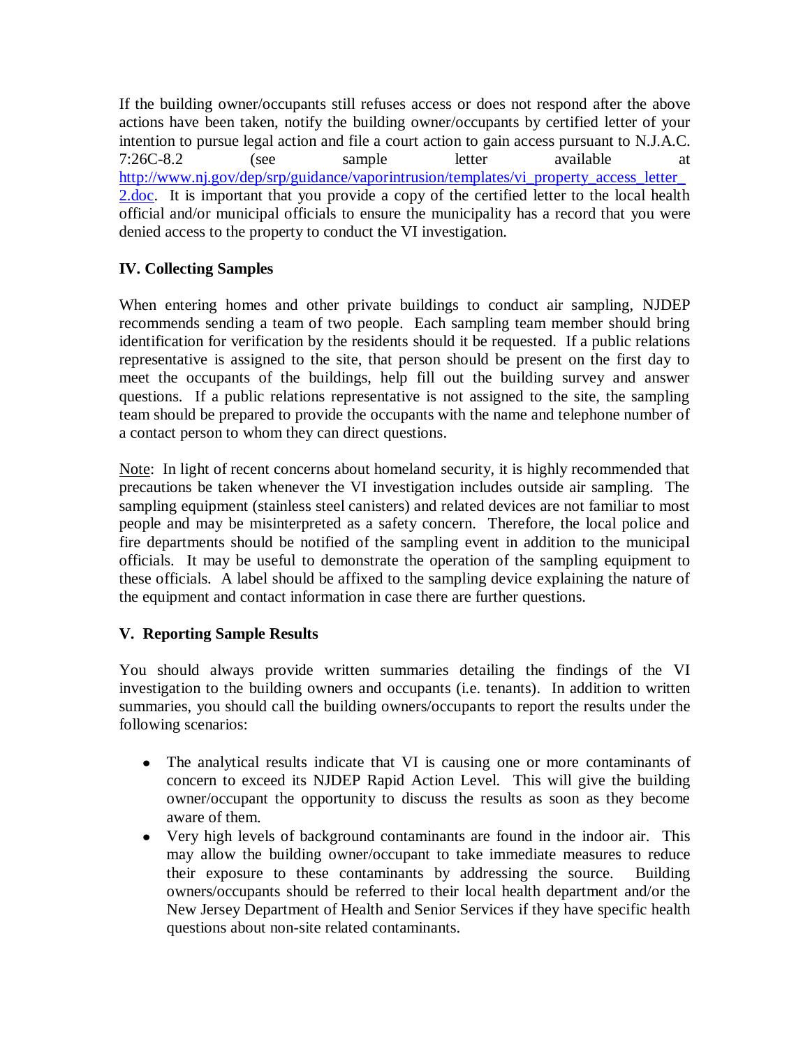If the building owner/occupants still refuses access or does not respond after the above actions have been taken, notify the building owner/occupants by certified letter of your intention to pursue legal action and file a court action to gain access pursuant to N.J.A.C. 7:26C-8.2 (see sample letter available at http://www.nj.gov/dep/srp/guidance/vaporintrusion/templates/vi_property_access_letter_2.doc. It is important that you provide a copy of the certified letter to the local health official and/or municipal officials to ensure the municipality has a record that you were denied access to the property to conduct the VI investigation.

## IV. Collecting Samples

When entering homes and other private buildings to conduct air sampling, NJDEP recommends sending a team of two people. Each sampling team member should bring identification for verification by the residents should it be requested. If a public relations representative is assigned to the site, that person should be present on the first day to meet the occupants of the buildings, help fill out the building survey and answer questions. If a public relations representative is not assigned to the site, the sampling team should be prepared to provide the occupants with the name and telephone number of a contact person to whom they can direct questions.

Note: In light of recent concerns about homeland security, it is highly recommended that precautions be taken whenever the VI investigation includes outside air sampling. The sampling equipment (stainless steel canisters) and related devices are not familiar to most people and may be misinterpreted as a safety concern. Therefore, the local police and fire departments should be notified of the sampling event in addition to the municipal officials. It may be useful to demonstrate the operation of the sampling equipment to these officials. A label should be affixed to the sampling device explaining the nature of the equipment and contact information in case there are further questions.

## V. Reporting Sample Results

You should always provide written summaries detailing the findings of the VI investigation to the building owners and occupants (i.e. tenants). In addition to written summaries, you should call the building owners/occupants to report the results under the following scenarios:

- The analytical results indicate that VI is causing one or more contaminants of concern to exceed its NJDEP Rapid Action Level. This will give the building owner/occupant the opportunity to discuss the results as soon as they become aware of them.
- Very high levels of background contaminants are found in the indoor air. This may allow the building owner/occupant to take immediate measures to reduce their exposure to these contaminants by addressing the source. Building owners/occupants should be referred to their local health department and/or the New Jersey Department of Health and Senior Services if they have specific health questions about non-site related contaminants.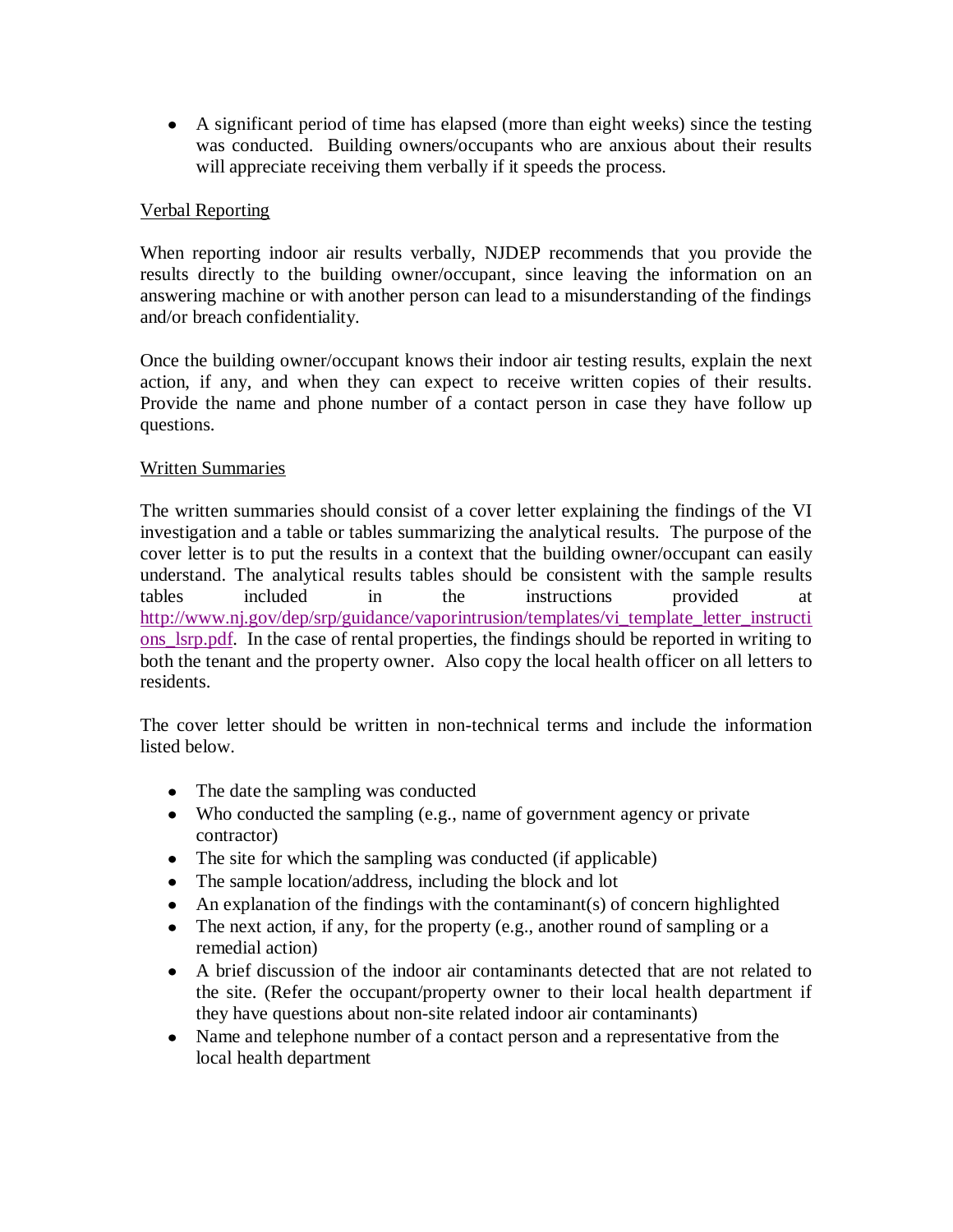- A significant period of time has elapsed (more than eight weeks) since the testing was conducted. Building owners/occupants who are anxious about their results will appreciate receiving them verbally if it speeds the process.

Verbal Reporting

When reporting indoor air results verbally, NJDEP recommends that you provide the results directly to the building owner/occupant, since leaving the information on an answering machine or with another person can lead to a misunderstanding of the findings and/or breach confidentiality.

Once the building owner/occupant knows their indoor air testing results, explain the next action, if any, and when they can expect to receive written copies of their results. Provide the name and phone number of a contact person in case they have follow up questions.

Written Summaries

The written summaries should consist of a cover letter explaining the findings of the VI investigation and a table or tables summarizing the analytical results. The purpose of the cover letter is to put the results in a context that the building owner/occupant can easily understand. The analytical results tables should be consistent with the sample results tables included in the instructions provided at http://www.nj.gov/dep/srp/guidance/vaporintrusion/templates/vi_template_letter_instructions_lsrp.pdf. In the case of rental properties, the findings should be reported in writing to both the tenant and the property owner. Also copy the local health officer on all letters to residents.

The cover letter should be written in non-technical terms and include the information listed below.

- The date the sampling was conducted
- Who conducted the sampling (e.g., name of government agency or private contractor)
- The site for which the sampling was conducted (if applicable)
- The sample location/address, including the block and lot
- An explanation of the findings with the contaminant(s) of concern highlighted
- The next action, if any, for the property (e.g., another round of sampling or a remedial action)
- A brief discussion of the indoor air contaminants detected that are not related to the site. (Refer the occupant/property owner to their local health department if they have questions about non-site related indoor air contaminants)
- Name and telephone number of a contact person and a representative from the local health department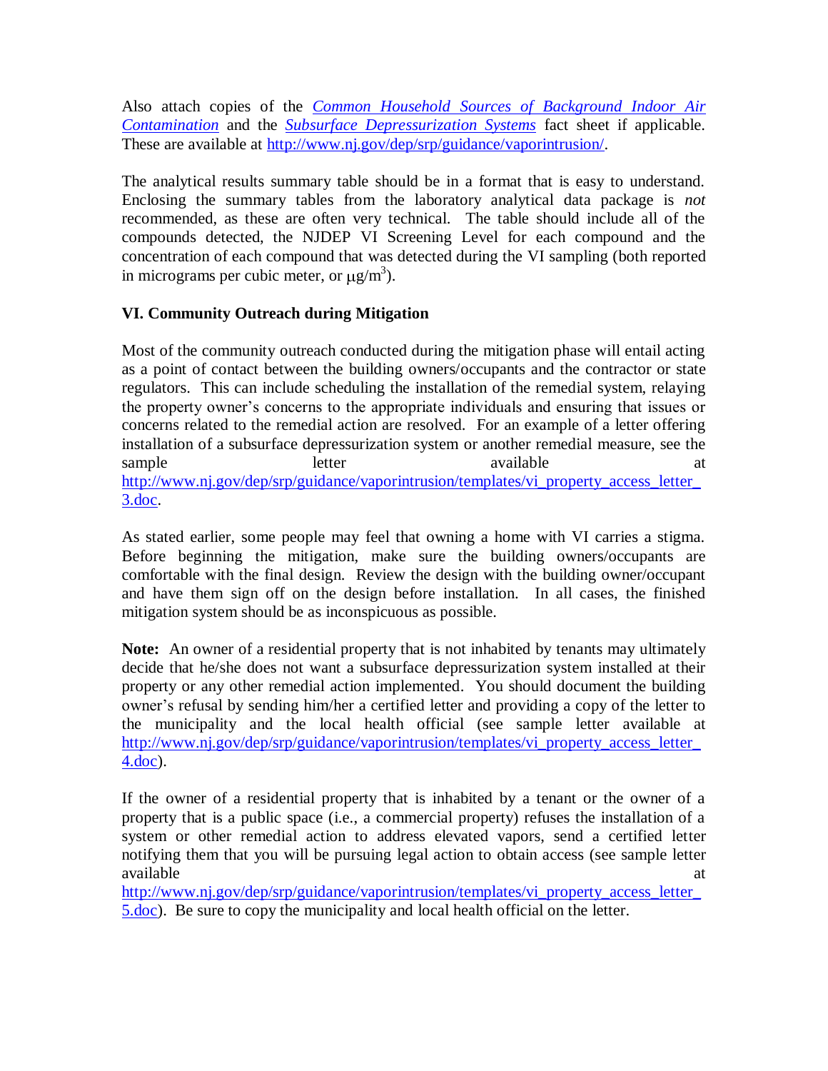Also attach copies of the [*Common Household Sources of Background Indoor Air Contamination*](http://www.nj.gov/dep/srp/guidance/vaporintrusion/) and the [*Subsurface Depressurization Systems*](http://www.nj.gov/dep/srp/guidance/vaporintrusion/) fact sheet if applicable. These are available at http://www.nj.gov/dep/srp/guidance/vaporintrusion/.

The analytical results summary table should be in a format that is easy to understand. Enclosing the summary tables from the laboratory analytical data package is *not* recommended, as these are often very technical. The table should include all of the compounds detected, the NJDEP VI Screening Level for each compound and the concentration of each compound that was detected during the VI sampling (both reported in micrograms per cubic meter, or $\mu g/m^3$).

### VI. Community Outreach during Mitigation

Most of the community outreach conducted during the mitigation phase will entail acting as a point of contact between the building owners/occupants and the contractor or state regulators. This can include scheduling the installation of the remedial system, relaying the property owner's concerns to the appropriate individuals and ensuring that issues or concerns related to the remedial action are resolved. For an example of a letter offering installation of a subsurface depressurization system or another remedial measure, see the sample letter available at http://www.nj.gov/dep/srp/guidance/vaporintrusion/templates/vi_property_access_letter_3.doc.

As stated earlier, some people may feel that owning a home with VI carries a stigma. Before beginning the mitigation, make sure the building owners/occupants are comfortable with the final design. Review the design with the building owner/occupant and have them sign off on the design before installation. In all cases, the finished mitigation system should be as inconspicuous as possible.

**Note:** An owner of a residential property that is not inhabited by tenants may ultimately decide that he/she does not want a subsurface depressurization system installed at their property or any other remedial action implemented. You should document the building owner's refusal by sending him/her a certified letter and providing a copy of the letter to the municipality and the local health official (see sample letter available at http://www.nj.gov/dep/srp/guidance/vaporintrusion/templates/vi_property_access_letter_4.doc).

If the owner of a residential property that is inhabited by a tenant or the owner of a property that is a public space (i.e., a commercial property) refuses the installation of a system or other remedial action to address elevated vapors, send a certified letter notifying them that you will be pursuing legal action to obtain access (see sample letter available at http://www.nj.gov/dep/srp/guidance/vaporintrusion/templates/vi_property_access_letter_5.doc). Be sure to copy the municipality and local health official on the letter.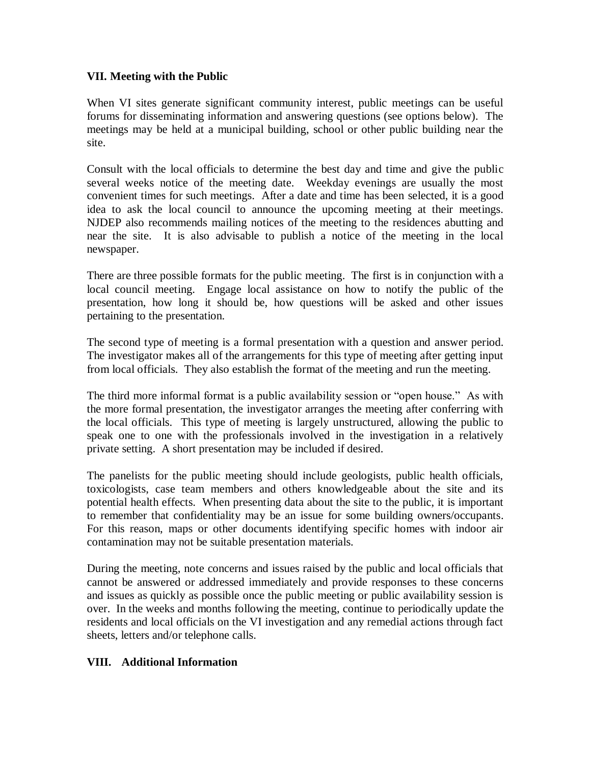## VII. Meeting with the Public

When VI sites generate significant community interest, public meetings can be useful forums for disseminating information and answering questions (see options below). The meetings may be held at a municipal building, school or other public building near the site.

Consult with the local officials to determine the best day and time and give the public several weeks notice of the meeting date. Weekday evenings are usually the most convenient times for such meetings. After a date and time has been selected, it is a good idea to ask the local council to announce the upcoming meeting at their meetings. NJDEP also recommends mailing notices of the meeting to the residences abutting and near the site. It is also advisable to publish a notice of the meeting in the local newspaper.

There are three possible formats for the public meeting. The first is in conjunction with a local council meeting. Engage local assistance on how to notify the public of the presentation, how long it should be, how questions will be asked and other issues pertaining to the presentation.

The second type of meeting is a formal presentation with a question and answer period. The investigator makes all of the arrangements for this type of meeting after getting input from local officials. They also establish the format of the meeting and run the meeting.

The third more informal format is a public availability session or "open house." As with the more formal presentation, the investigator arranges the meeting after conferring with the local officials. This type of meeting is largely unstructured, allowing the public to speak one to one with the professionals involved in the investigation in a relatively private setting. A short presentation may be included if desired.

The panelists for the public meeting should include geologists, public health officials, toxicologists, case team members and others knowledgeable about the site and its potential health effects. When presenting data about the site to the public, it is important to remember that confidentiality may be an issue for some building owners/occupants. For this reason, maps or other documents identifying specific homes with indoor air contamination may not be suitable presentation materials.

During the meeting, note concerns and issues raised by the public and local officials that cannot be answered or addressed immediately and provide responses to these concerns and issues as quickly as possible once the public meeting or public availability session is over. In the weeks and months following the meeting, continue to periodically update the residents and local officials on the VI investigation and any remedial actions through fact sheets, letters and/or telephone calls.

## VIII. Additional Information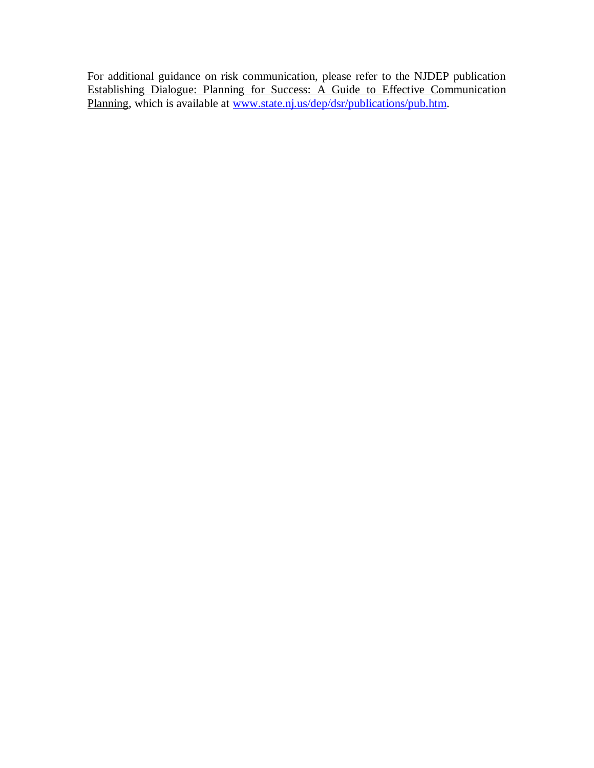For additional guidance on risk communication, please refer to the NJDEP publication Establishing Dialogue: Planning for Success: A Guide to Effective Communication Planning, which is available at [www.state.nj.us/dep/dsr/publications/pub.htm](www.state.nj.us/dep/dsr/publications/pub.htm).